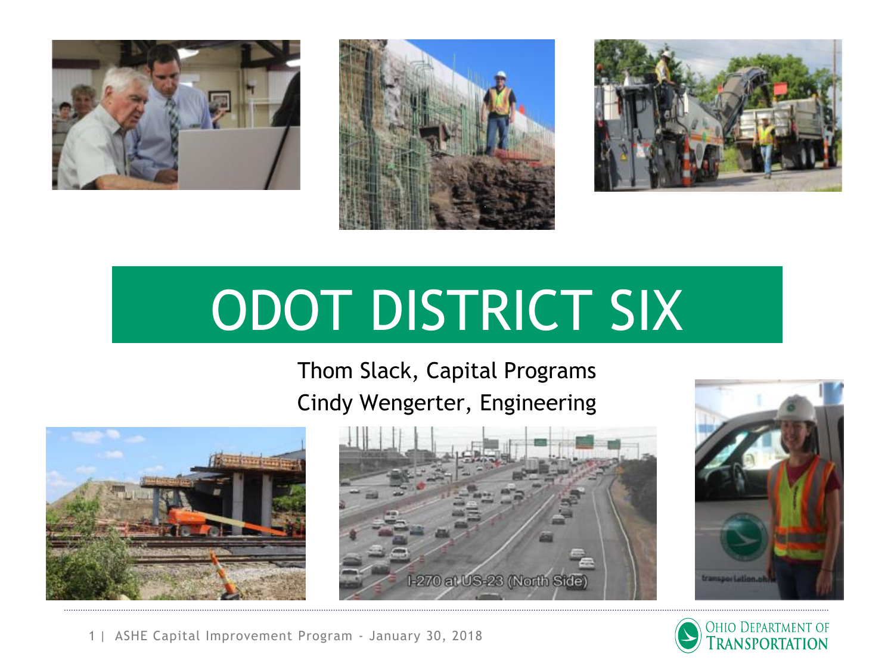# ODOT DISTRICT SIX

Thom Slack, Capital Programs

Cindy Wengerter, Engineering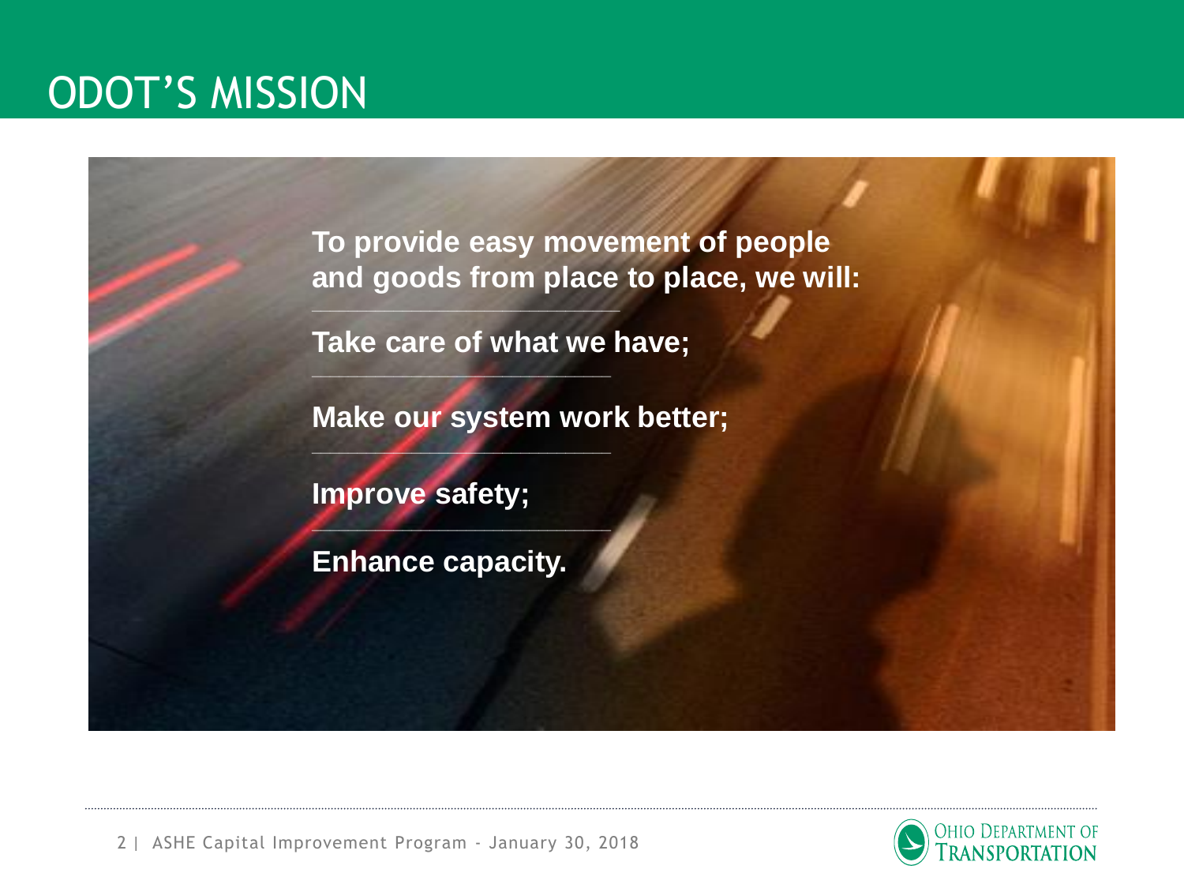# ODOT'S MISSION

**To provide easy movement of people and goods from place to place, we will:**

**Take care of what we have;**

**Make our system work better;**

**Improve safety;**

**Enhance capacity.**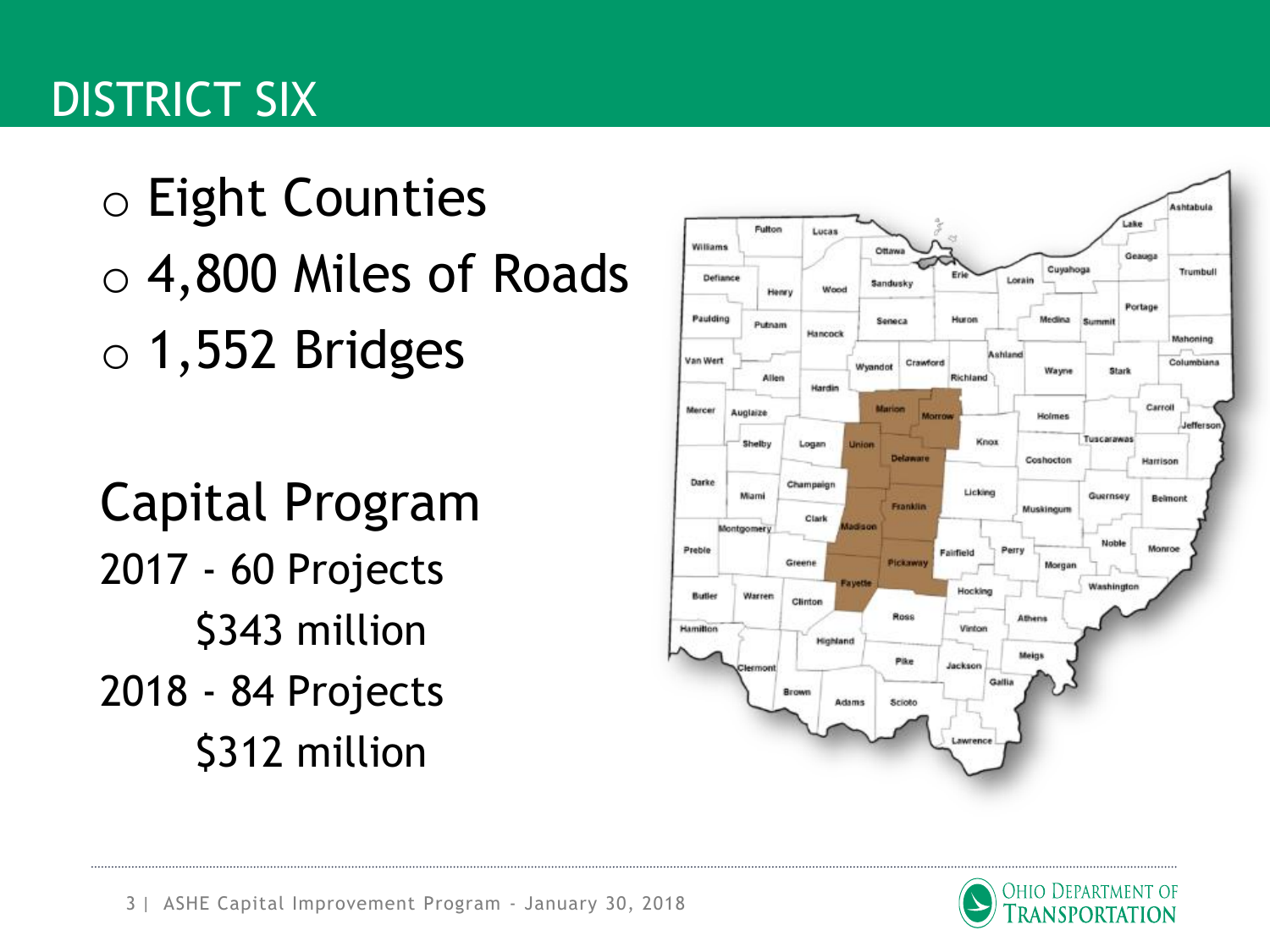# DISTRICT SIX

- Eight Counties
- 4,800 Miles of Roads
- 1,552 Bridges

## Capital Program

2017 - 60 Projects
$343 million

2018 - 84 Projects
$312 million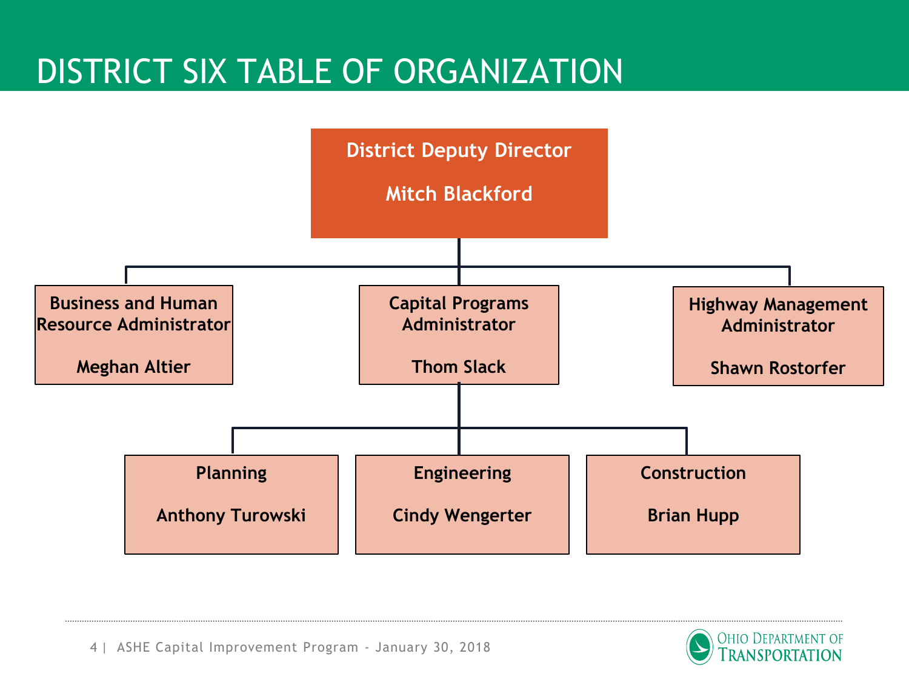# DISTRICT SIX TABLE OF ORGANIZATION

**District Deputy Director**

**Mitch Blackford**

- **Business and Human Resource Administrator**
  **Meghan Altier**
- **Capital Programs Administrator**
  **Thom Slack**
  - **Planning**
    **Anthony Turowski**
  - **Engineering**
    **Cindy Wengerter**
  - **Construction**
    **Brian Hupp**
- **Highway Management Administrator**
  **Shawn Rostorfer**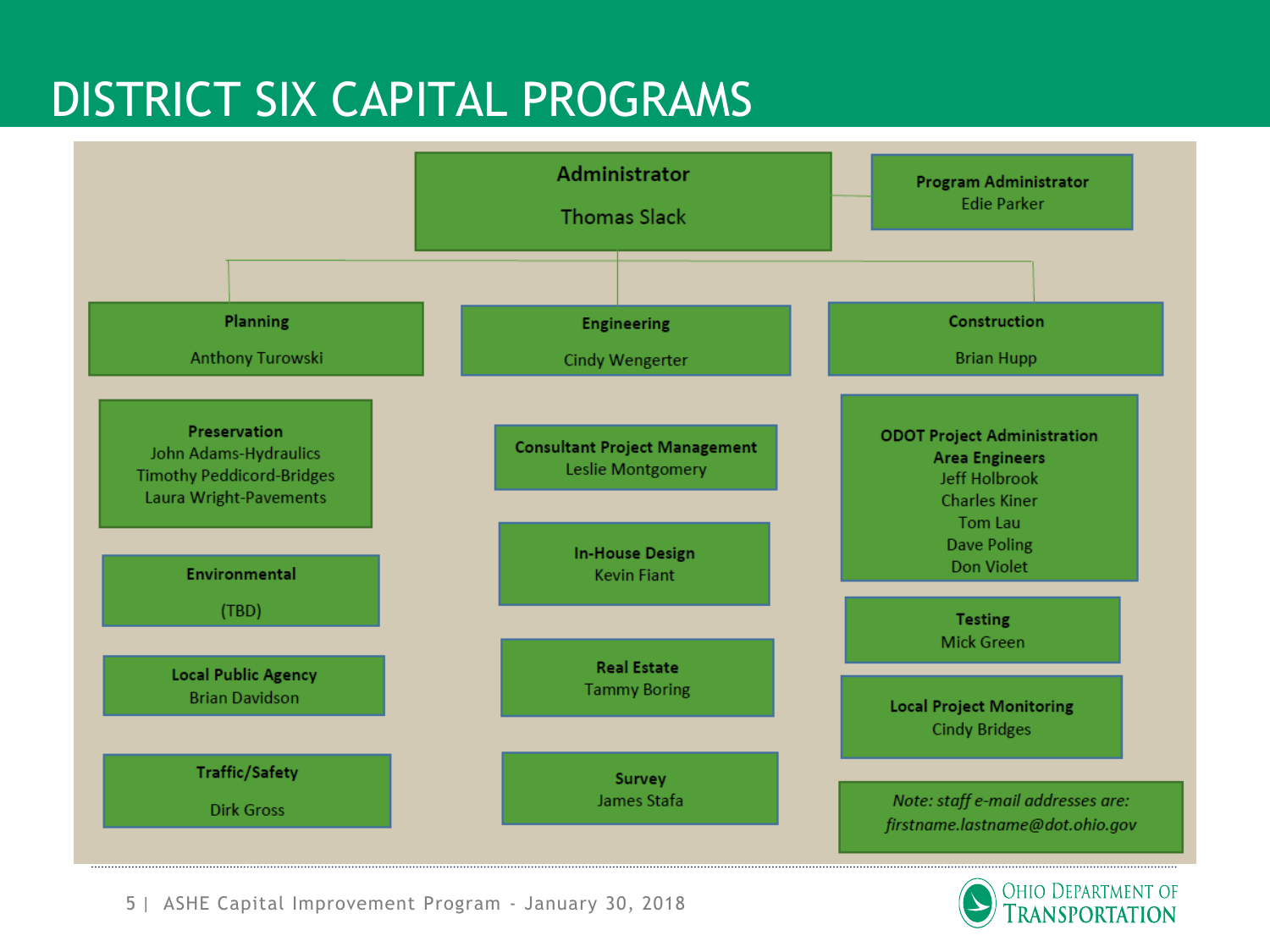# DISTRICT SIX CAPITAL PROGRAMS

**Administrator**
Thomas Slack

**Program Administrator**
Edie Parker

## Planning
Anthony Turowski

**Preservation**
John Adams-Hydraulics
Timothy Peddicord-Bridges
Laura Wright-Pavements

**Environmental**
(TBD)

**Local Public Agency**
Brian Davidson

**Traffic/Safety**
Dirk Gross

## Engineering
Cindy Wengerter

**Consultant Project Management**
Leslie Montgomery

**In-House Design**
Kevin Fiant

**Real Estate**
Tammy Boring

**Survey**
James Stafa

## Construction
Brian Hupp

**ODOT Project Administration**
**Area Engineers**
Jeff Holbrook
Charles Kiner
Tom Lau
Dave Poling
Don Violet

**Testing**
Mick Green

**Local Project Monitoring**
Cindy Bridges

*Note: staff e-mail addresses are:*
*firstname.lastname@dot.ohio.gov*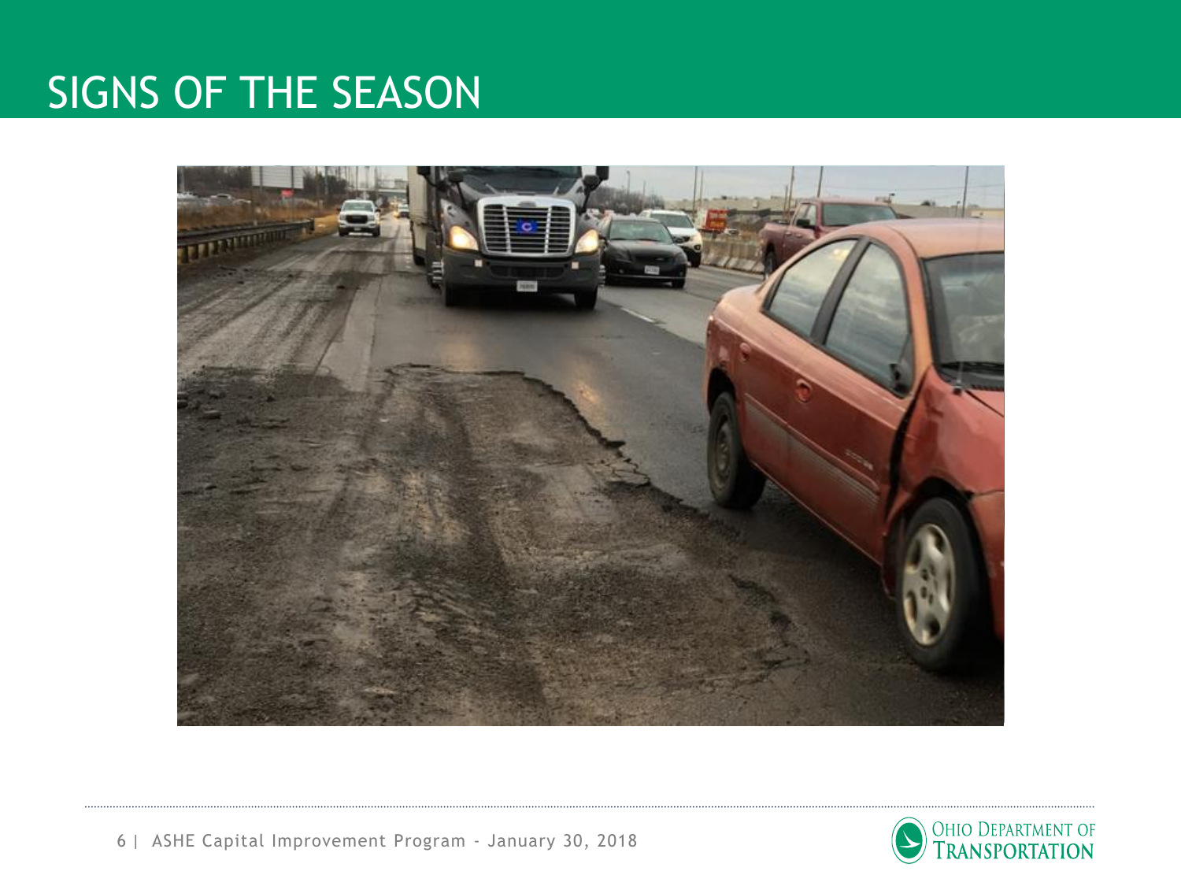# SIGNS OF THE SEASON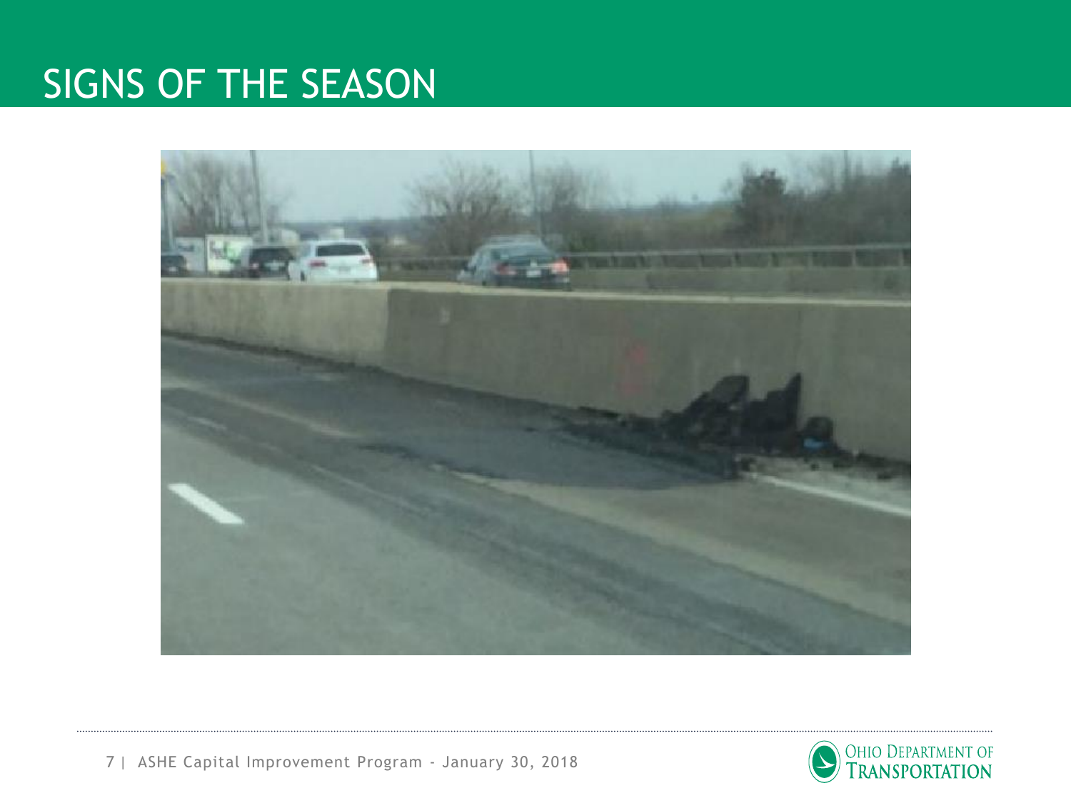# SIGNS OF THE SEASON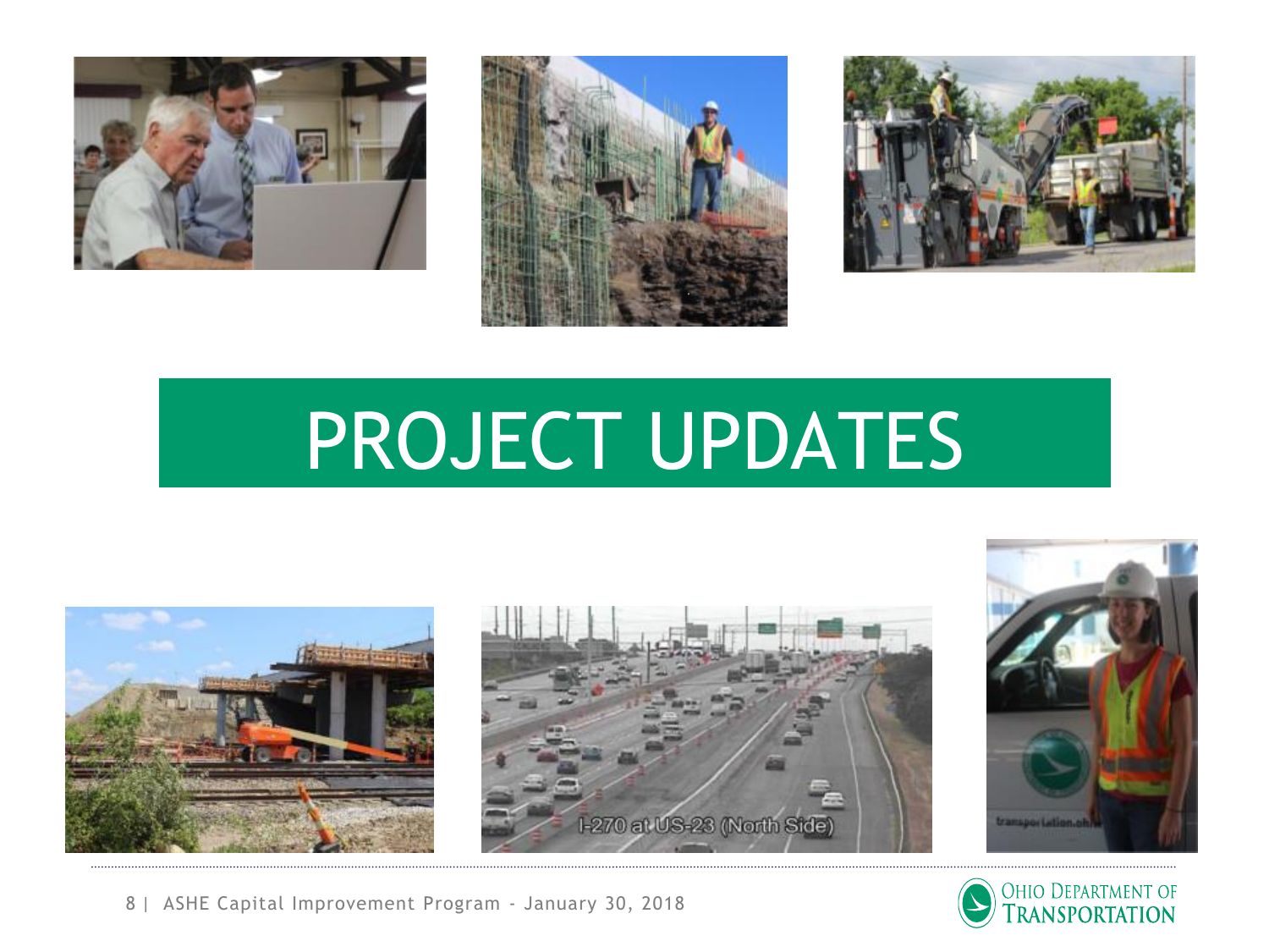# PROJECT UPDATES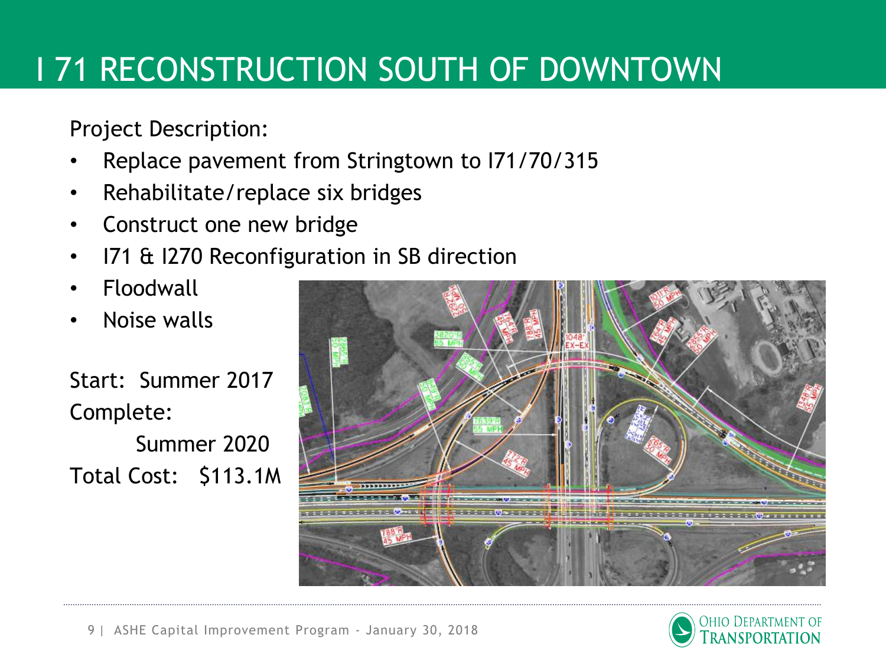# I 71 RECONSTRUCTION SOUTH OF DOWNTOWN

Project Description:

- Replace pavement from Stringtown to I71/70/315
- Rehabilitate/replace six bridges
- Construct one new bridge
- I71 & I270 Reconfiguration in SB direction
- Floodwall
- Noise walls

Start: Summer 2017

Complete:

Summer 2020

Total Cost: $113.1M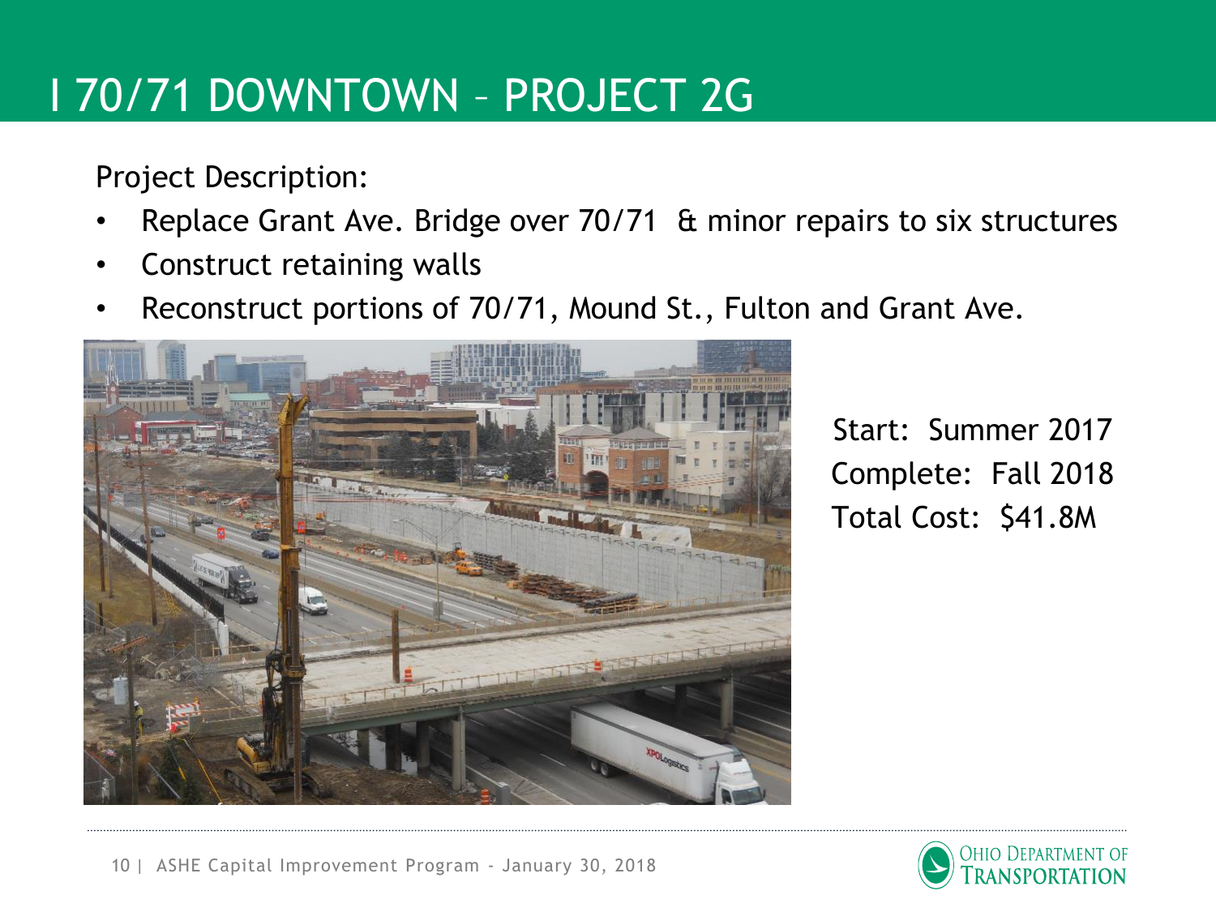# I 70/71 DOWNTOWN – PROJECT 2G

Project Description:

- Replace Grant Ave. Bridge over 70/71 & minor repairs to six structures
- Construct retaining walls
- Reconstruct portions of 70/71, Mound St., Fulton and Grant Ave.

Start: Summer 2017
Complete: Fall 2018
Total Cost: $41.8M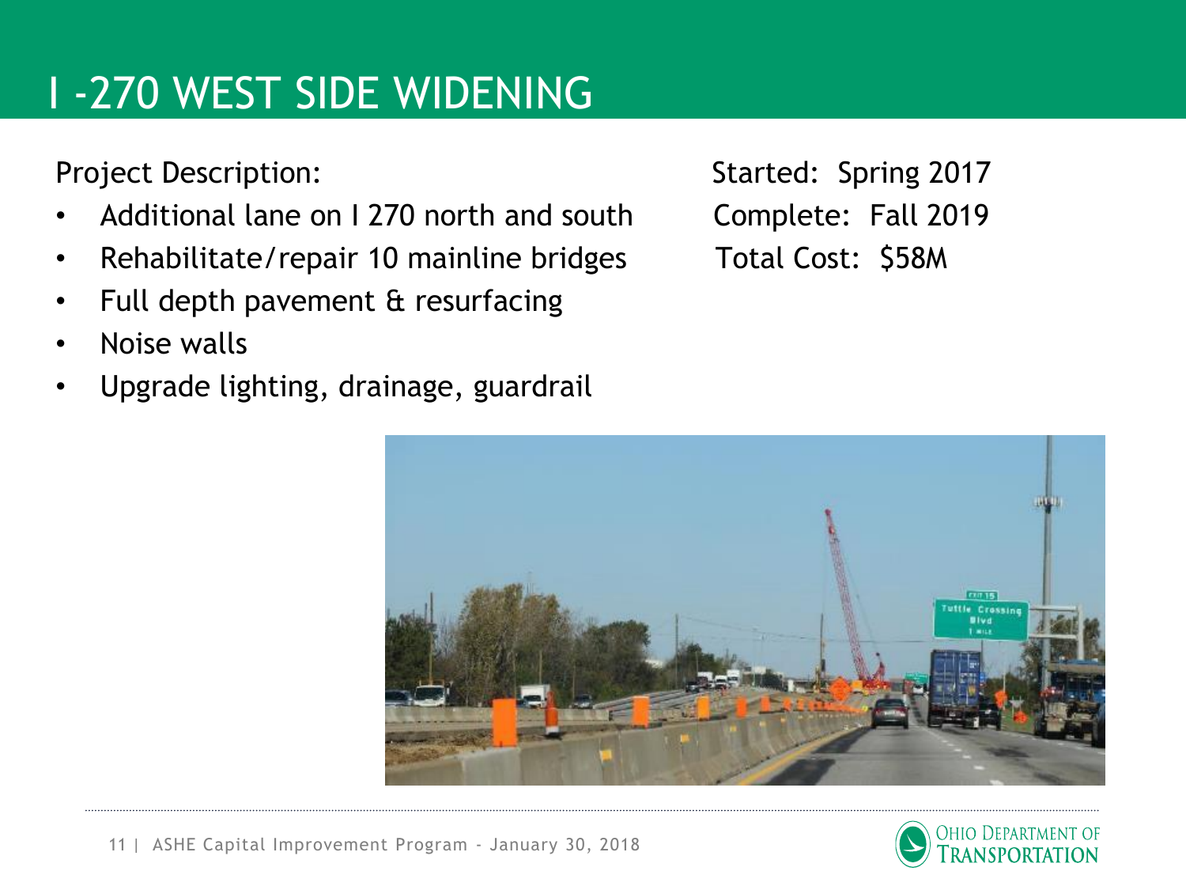# I -270 WEST SIDE WIDENING

Project Description:

- Additional lane on I 270 north and south
- Rehabilitate/repair 10 mainline bridges
- Full depth pavement & resurfacing
- Noise walls
- Upgrade lighting, drainage, guardrail

Started: Spring 2017

Complete: Fall 2019

Total Cost: $58M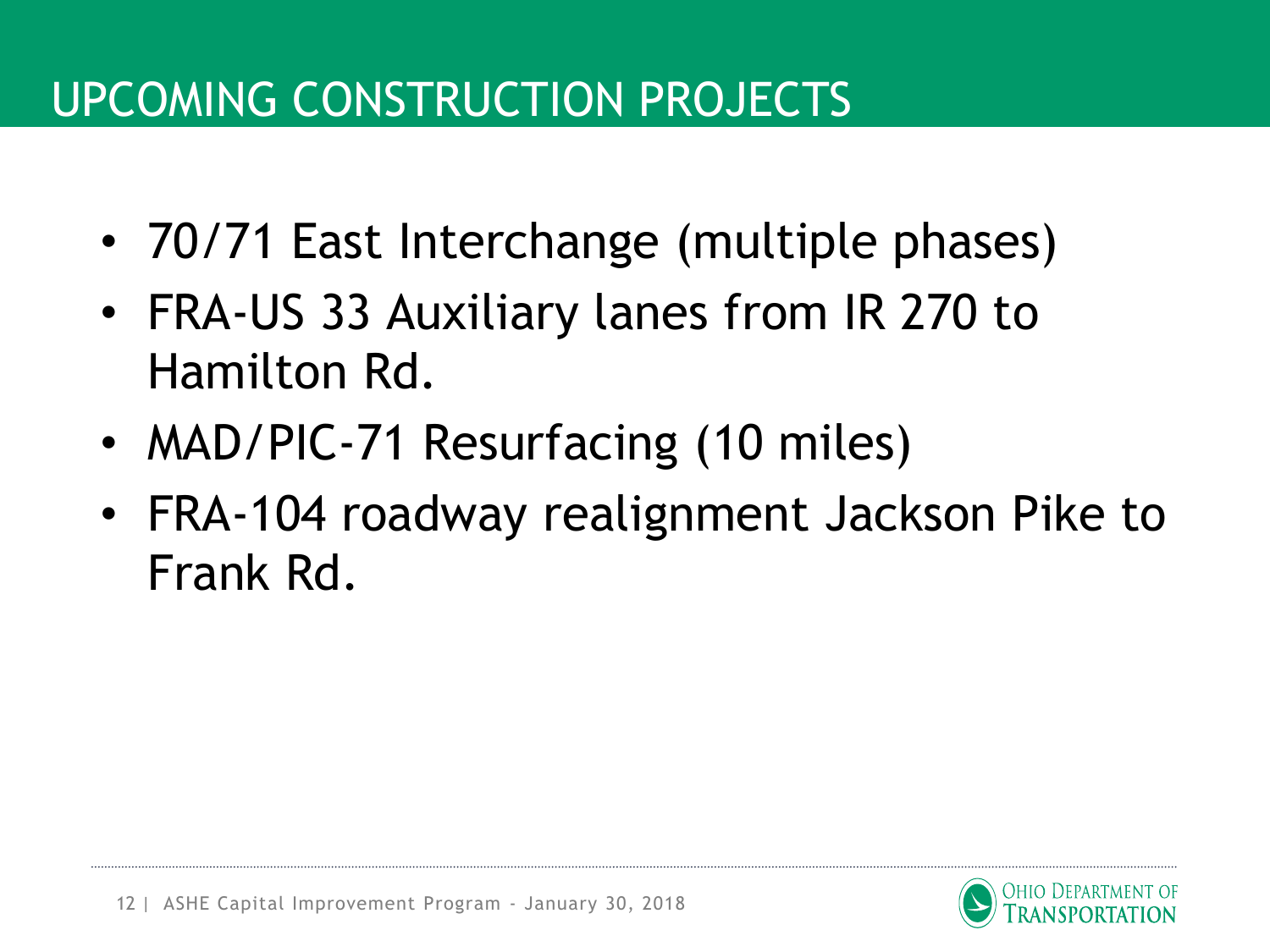# UPCOMING CONSTRUCTION PROJECTS

- 70/71 East Interchange (multiple phases)
- FRA-US 33 Auxiliary lanes from IR 270 to Hamilton Rd.
- MAD/PIC-71 Resurfacing (10 miles)
- FRA-104 roadway realignment Jackson Pike to Frank Rd.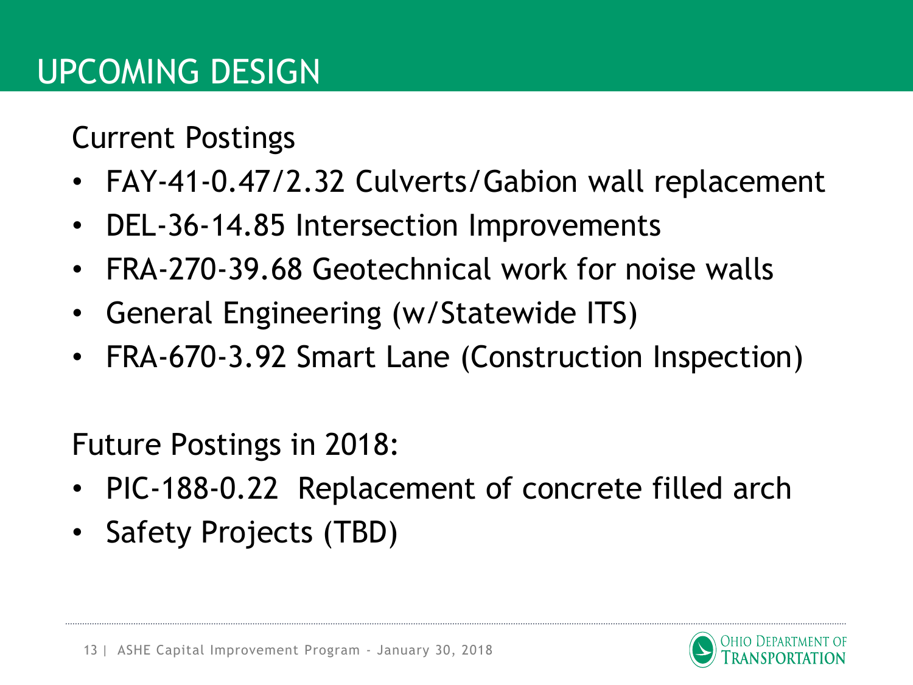# UPCOMING DESIGN

Current Postings

- FAY-41-0.47/2.32 Culverts/Gabion wall replacement
- DEL-36-14.85 Intersection Improvements
- FRA-270-39.68 Geotechnical work for noise walls
- General Engineering (w/Statewide ITS)
- FRA-670-3.92 Smart Lane (Construction Inspection)

Future Postings in 2018:

- PIC-188-0.22 Replacement of concrete filled arch
- Safety Projects (TBD)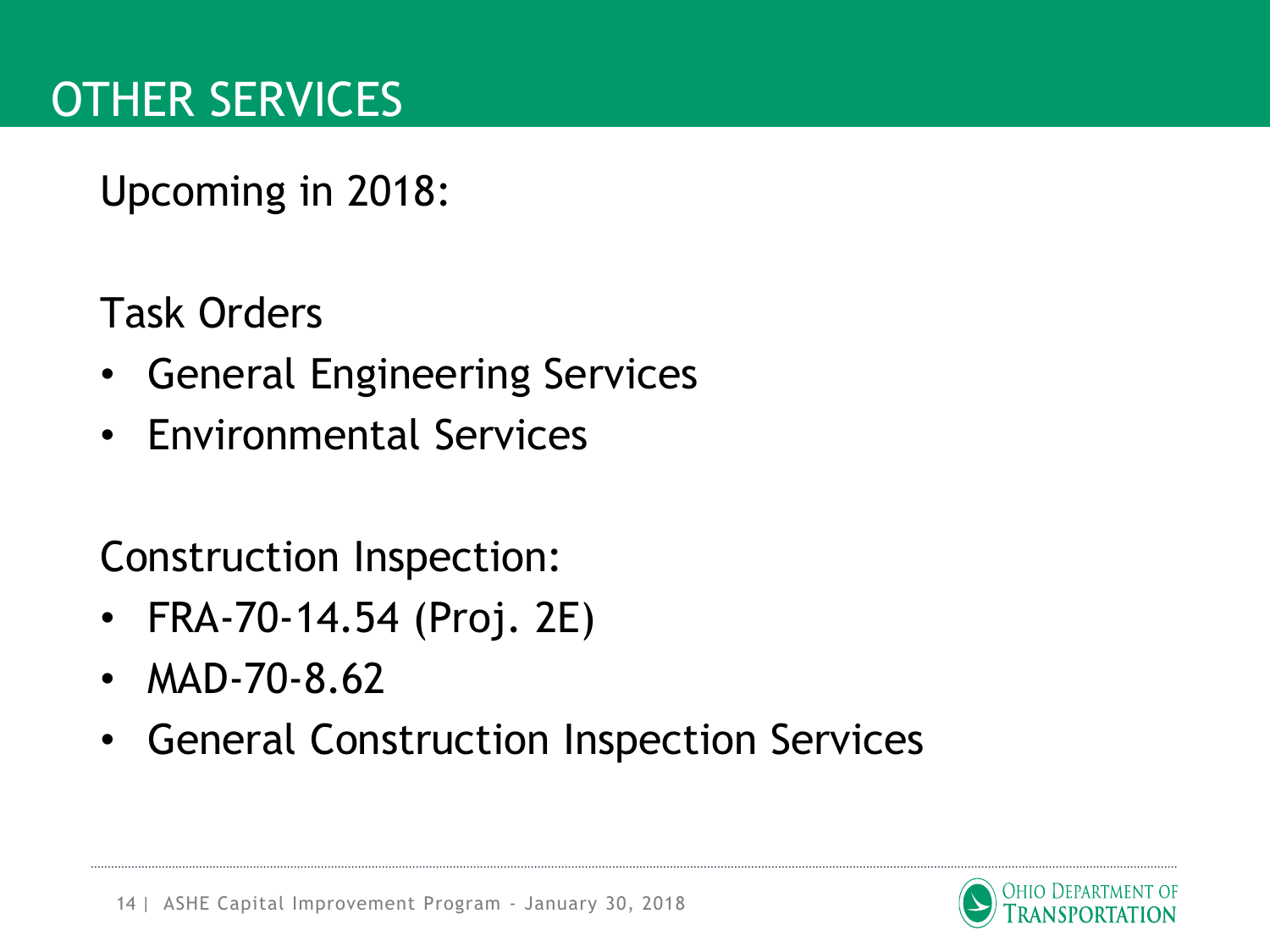# OTHER SERVICES

Upcoming in 2018:

Task Orders

- General Engineering Services
- Environmental Services

Construction Inspection:

- FRA-70-14.54 (Proj. 2E)
- MAD-70-8.62
- General Construction Inspection Services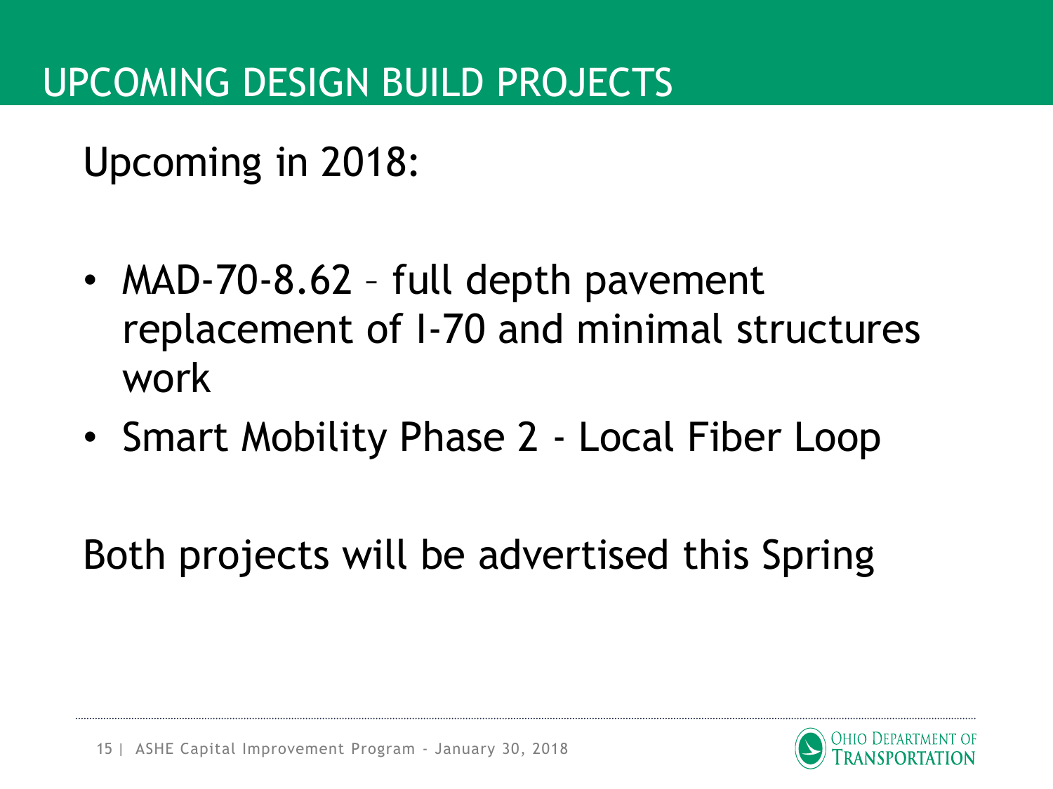# UPCOMING DESIGN BUILD PROJECTS

Upcoming in 2018:

- MAD-70-8.62 – full depth pavement replacement of I-70 and minimal structures work
- Smart Mobility Phase 2 - Local Fiber Loop

Both projects will be advertised this Spring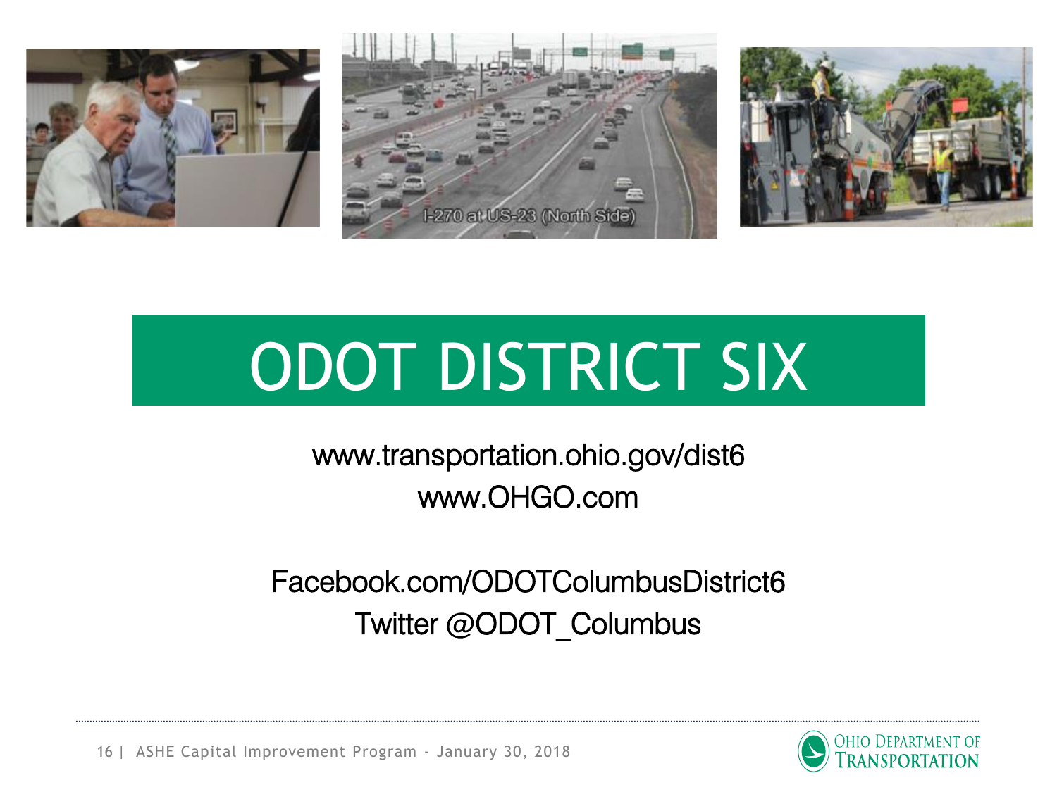# ODOT DISTRICT SIX

www.transportation.ohio.gov/dist6

www.OHGO.com

Facebook.com/ODOTColumbusDistrict6

Twitter @ODOT_Columbus